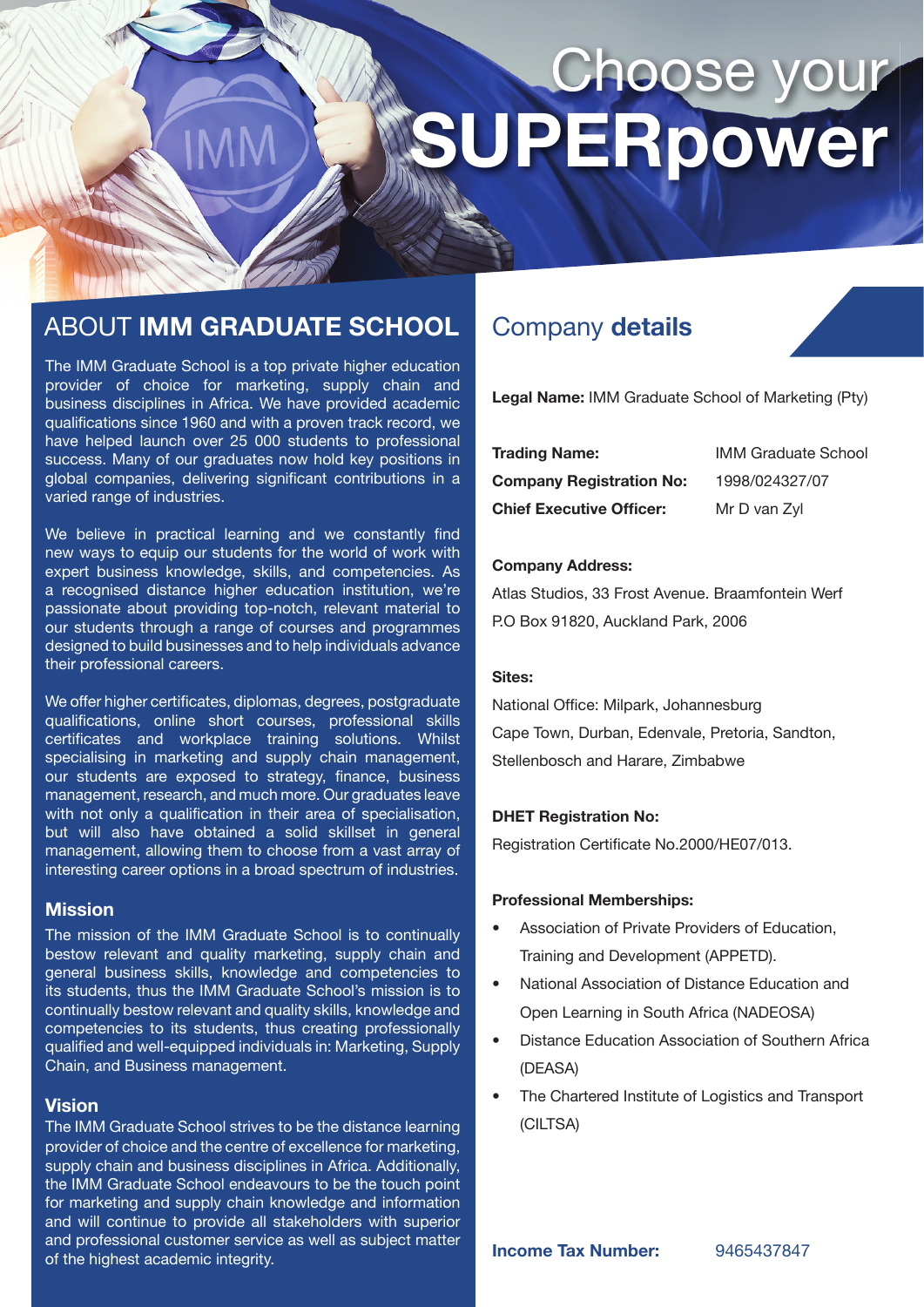# Choose your SUPERpower

## ABOUT IMM GRADUATE SCHOOL

The IMM Graduate School is a top private higher education provider of choice for marketing, supply chain and business disciplines in Africa. We have provided academic qualifications since 1960 and with a proven track record, we have helped launch over 25 000 students to professional success. Many of our graduates now hold key positions in global companies, delivering significant contributions in a varied range of industries.

We believe in practical learning and we constantly find new ways to equip our students for the world of work with expert business knowledge, skills, and competencies. As a recognised distance higher education institution, we're passionate about providing top-notch, relevant material to our students through a range of courses and programmes designed to build businesses and to help individuals advance their professional careers.

We offer higher certificates, diplomas, degrees, postgraduate qualifications, online short courses, professional skills certificates and workplace training solutions. Whilst specialising in marketing and supply chain management, our students are exposed to strategy, finance, business management, research, and much more. Our graduates leave with not only a qualification in their area of specialisation, but will also have obtained a solid skillset in general management, allowing them to choose from a vast array of interesting career options in a broad spectrum of industries.

### Mission

The mission of the IMM Graduate School is to continually bestow relevant and quality marketing, supply chain and general business skills, knowledge and competencies to its students, thus the IMM Graduate School's mission is to continually bestow relevant and quality skills, knowledge and competencies to its students, thus creating professionally qualified and well-equipped individuals in: Marketing, Supply Chain, and Business management.

### Vision

The IMM Graduate School strives to be the distance learning provider of choice and the centre of excellence for marketing, supply chain and business disciplines in Africa. Additionally, the IMM Graduate School endeavours to be the touch point for marketing and supply chain knowledge and information and will continue to provide all stakeholders with superior and professional customer service as well as subject matter of the highest academic integrity.

## Company **details**

**Legal Name:** IMM Graduate School of Marketing (Pty)

| | |
|---|---|
| **Trading Name:** | IMM Graduate School |
| **Company Registration No:** | 1998/024327/07 |
| **Chief Executive Officer:** | Mr D van Zyl |

**Company Address:**

Atlas Studios, 33 Frost Avenue. Braamfontein Werf
P.O Box 91820, Auckland Park, 2006

**Sites:**

National Office: Milpark, Johannesburg
Cape Town, Durban, Edenvale, Pretoria, Sandton, Stellenbosch and Harare, Zimbabwe

**DHET Registration No:**

Registration Certificate No.2000/HE07/013.

**Professional Memberships:**

- Association of Private Providers of Education, Training and Development (APPETD).
- National Association of Distance Education and Open Learning in South Africa (NADEOSA)
- Distance Education Association of Southern Africa (DEASA)
- The Chartered Institute of Logistics and Transport (CILTSA)

**Income Tax Number:** 9465437847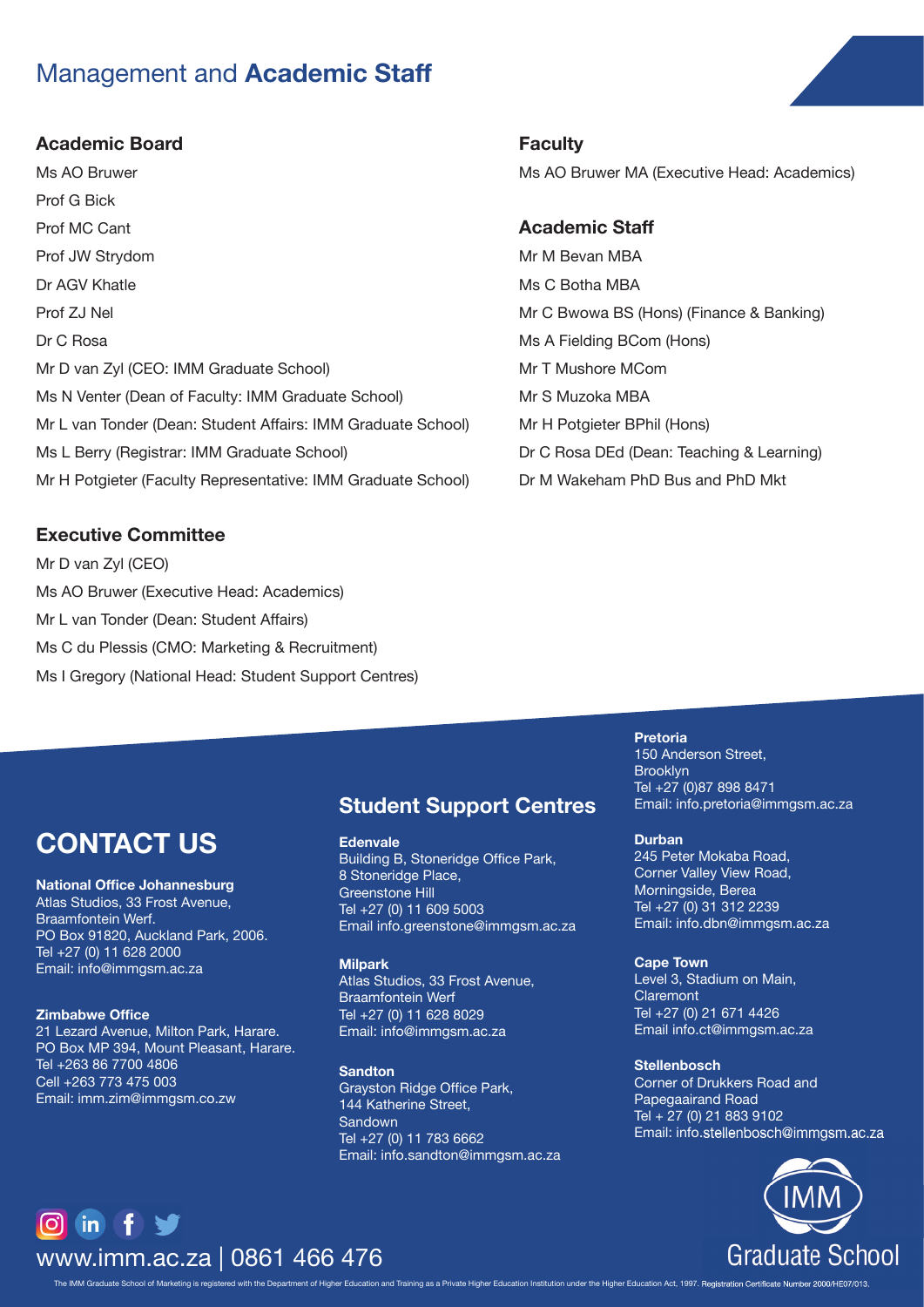# Management and **Academic Staff**

## Academic Board

Ms AO Bruwer
Prof G Bick
Prof MC Cant
Prof JW Strydom
Dr AGV Khatle
Prof ZJ Nel
Dr C Rosa
Mr D van Zyl (CEO: IMM Graduate School)
Ms N Venter (Dean of Faculty: IMM Graduate School)
Mr L van Tonder (Dean: Student Affairs: IMM Graduate School)
Ms L Berry (Registrar: IMM Graduate School)
Mr H Potgieter (Faculty Representative: IMM Graduate School)

## Executive Committee

Mr D van Zyl (CEO)
Ms AO Bruwer (Executive Head: Academics)
Mr L van Tonder (Dean: Student Affairs)
Ms C du Plessis (CMO: Marketing & Recruitment)
Ms I Gregory (National Head: Student Support Centres)

## Faculty

Ms AO Bruwer MA (Executive Head: Academics)

## Academic Staff

Mr M Bevan MBA
Ms C Botha MBA
Mr C Bwowa BS (Hons) (Finance & Banking)
Ms A Fielding BCom (Hons)
Mr T Mushore MCom
Mr S Muzoka MBA
Mr H Potgieter BPhil (Hons)
Dr C Rosa DEd (Dean: Teaching & Learning)
Dr M Wakeham PhD Bus and PhD Mkt

# CONTACT US

**National Office Johannesburg**
Atlas Studios, 33 Frost Avenue,
Braamfontein Werf.
PO Box 91820, Auckland Park, 2006.
Tel +27 (0) 11 628 2000
Email: info@immgsm.ac.za

**Zimbabwe Office**
21 Lezard Avenue, Milton Park, Harare.
PO Box MP 394, Mount Pleasant, Harare.
Tel +263 86 7700 4806
Cell +263 773 475 003
Email: imm.zim@immgsm.co.zw

## Student Support Centres

**Edenvale**
Building B, Stoneridge Office Park,
8 Stoneridge Place,
Greenstone Hill
Tel +27 (0) 11 609 5003
Email info.greenstone@immgsm.ac.za

**Milpark**
Atlas Studios, 33 Frost Avenue,
Braamfontein Werf
Tel +27 (0) 11 628 8029
Email: info@immgsm.ac.za

**Sandton**
Grayston Ridge Office Park,
144 Katherine Street,
Sandown
Tel +27 (0) 11 783 6662
Email: info.sandton@immgsm.ac.za

**Pretoria**
150 Anderson Street,
Brooklyn
Tel +27 (0)87 898 8471
Email: info.pretoria@immgsm.ac.za

**Durban**
245 Peter Mokaba Road,
Corner Valley View Road,
Morningside, Berea
Tel +27 (0) 31 312 2239
Email: info.dbn@immgsm.ac.za

**Cape Town**
Level 3, Stadium on Main,
Claremont
Tel +27 (0) 21 671 4426
Email info.ct@immgsm.ac.za

**Stellenbosch**
Corner of Drukkers Road and
Papegaairand Road
Tel + 27 (0) 21 883 9102
Email: info.stellenbosch@immgsm.ac.za

IMM Graduate School

www.imm.ac.za | 0861 466 476

The IMM Graduate School of Marketing is registered with the Department of Higher Education and Training as a Private Higher Education Institution under the Higher Education Act, 1997. Registration Certificate Number 2000/HE07/013.